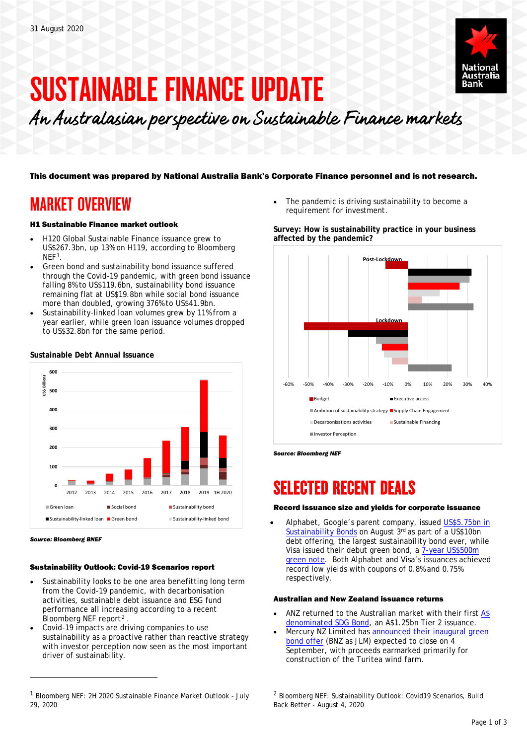31 August 2020

# SUSTAINABLE FINANCE UPDATE

*An Australasian perspective on Sustainable Finance markets*

**This document was prepared by National Australia Bank's Corporate Finance personnel and is not research.**

## MARKET OVERVIEW

**H1 Sustainable Finance market outlook**

- H120 Global Sustainable Finance issuance grew to US$267.3bn, up 13% on H119, according to Bloomberg NEF[1].
- Green bond and sustainability bond issuance suffered through the Covid-19 pandemic, with green bond issuance falling 8% to US$119.6bn, sustainability bond issuance remaining flat at US$19.8bn while social bond issuance more than doubled, growing 376% to US$41.9bn.
- Sustainability-linked loan volumes grew by 11% from a year earlier, while green loan issuance volumes dropped to US$32.8bn for the same period.

**Sustainable Debt Annual Issuance**

***Source: Bloomberg BNEF***

**Sustainability Outlook: Covid-19 Scenarios report**

- Sustainability looks to be one area benefitting long term from the Covid-19 pandemic, with decarbonisation activities, sustainable debt issuance and ESG fund performance all increasing according to a recent Bloomberg NEF report[2].
- Covid-19 impacts are driving companies to use sustainability as a proactive rather than reactive strategy with investor perception now seen as the most important driver of sustainability.
- The pandemic is driving sustainability to become a requirement for investment.

**Survey: How is sustainability practice in your business affected by the pandemic?**

***Source: Bloomberg NEF***

## SELECTED RECENT DEALS

**Record issuance size and yields for corporate issuance**

- Alphabet, Google's parent company, issued US$5.75bn in Sustainability Bonds on August 3rd as part of a US$10bn debt offering, the largest sustainability bond ever, while Visa issued their debut green bond, a 7-year US$500m green note. Both Alphabet and Visa's issuances achieved record low yields with coupons of 0.8% and 0.75% respectively.

**Australian and New Zealand issuance returns**

- ANZ returned to the Australian market with their first A$ denominated SDG Bond, an A$1.25bn Tier 2 issuance.
- Mercury NZ Limited has announced their inaugural green bond offer (BNZ as JLM) expected to close on 4 September, with proceeds earmarked primarily for construction of the Turitea wind farm.

[1] Bloomberg NEF: 2H 2020 Sustainable Finance Market Outlook - July 29, 2020

[2] Bloomberg NEF: Sustainability Outlook: Covid19 Scenarios, Build Back Better - August 4, 2020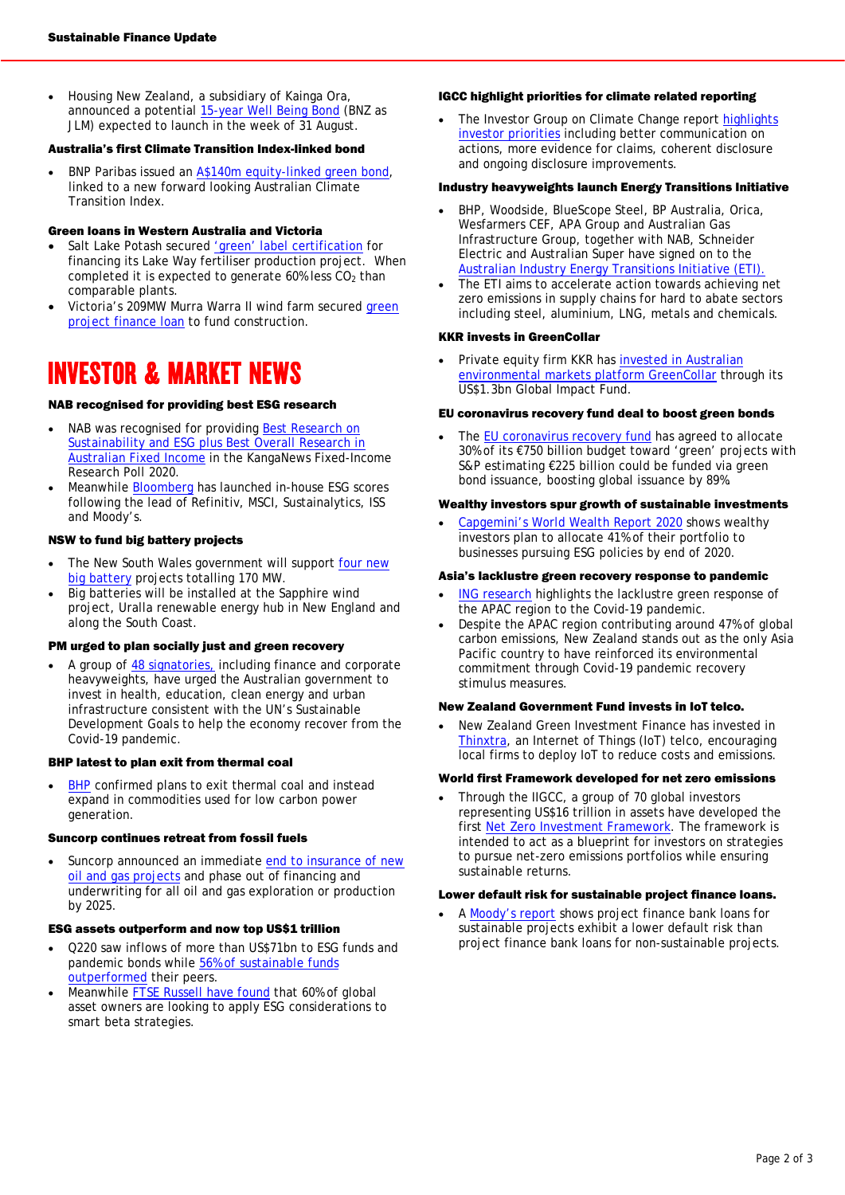- Housing New Zealand, a subsidiary of Kainga Ora, announced a potential 15-year Well Being Bond (BNZ as JLM) expected to launch in the week of 31 August.

**Australia's first Climate Transition Index-linked bond**

- BNP Paribas issued an A$140m equity-linked green bond, linked to a new forward looking Australian Climate Transition Index.

**Green loans in Western Australia and Victoria**

- Salt Lake Potash secured 'green' label certification for financing its Lake Way fertiliser production project. When completed it is expected to generate 60% less $CO_2$ than comparable plants.
- Victoria's 209MW Murra Warra II wind farm secured green project finance loan to fund construction.

# INVESTOR & MARKET NEWS

**NAB recognised for providing best ESG research**

- NAB was recognised for providing Best Research on Sustainability and ESG plus Best Overall Research in Australian Fixed Income in the KangaNews Fixed-Income Research Poll 2020.
- Meanwhile Bloomberg has launched in-house ESG scores following the lead of Refinitiv, MSCI, Sustainalytics, ISS and Moody's.

**NSW to fund big battery projects**

- The New South Wales government will support four new big battery projects totalling 170 MW.
- Big batteries will be installed at the Sapphire wind project, Uralla renewable energy hub in New England and along the South Coast.

**PM urged to plan socially just and green recovery**

- A group of 48 signatories, including finance and corporate heavyweights, have urged the Australian government to invest in health, education, clean energy and urban infrastructure consistent with the UN's Sustainable Development Goals to help the economy recover from the Covid-19 pandemic.

**BHP latest to plan exit from thermal coal**

- BHP confirmed plans to exit thermal coal and instead expand in commodities used for low carbon power generation.

**Suncorp continues retreat from fossil fuels**

- Suncorp announced an immediate end to insurance of new oil and gas projects and phase out of financing and underwriting for all oil and gas exploration or production by 2025.

**ESG assets outperform and now top US$1 trillion**

- Q220 saw inflows of more than US$71bn to ESG funds and pandemic bonds while 56% of sustainable funds outperformed their peers.
- Meanwhile FTSE Russell have found that 60% of global asset owners are looking to apply ESG considerations to smart beta strategies.

**IGCC highlight priorities for climate related reporting**

- The Investor Group on Climate Change report highlights investor priorities including better communication on actions, more evidence for claims, coherent disclosure and ongoing disclosure improvements.

**Industry heavyweights launch Energy Transitions Initiative**

- BHP, Woodside, BlueScope Steel, BP Australia, Orica, Wesfarmers CEF, APA Group and Australian Gas Infrastructure Group, together with NAB, Schneider Electric and Australian Super have signed on to the Australian Industry Energy Transitions Initiative (ETI).
- The ETI aims to accelerate action towards achieving net zero emissions in supply chains for hard to abate sectors including steel, aluminium, LNG, metals and chemicals.

**KKR invests in GreenCollar**

- Private equity firm KKR has invested in Australian environmental markets platform GreenCollar through its US$1.3bn Global Impact Fund.

**EU coronavirus recovery fund deal to boost green bonds**

- The EU coronavirus recovery fund has agreed to allocate 30% of its €750 billion budget toward 'green' projects with S&P estimating €225 billion could be funded via green bond issuance, boosting global issuance by 89%

**Wealthy investors spur growth of sustainable investments**

- Capgemini's World Wealth Report 2020 shows wealthy investors plan to allocate 41% of their portfolio to businesses pursuing ESG policies by end of 2020.

**Asia's lacklustre green recovery response to pandemic**

- ING research highlights the lacklustre green response of the APAC region to the Covid-19 pandemic.
- Despite the APAC region contributing around 47% of global carbon emissions, New Zealand stands out as the only Asia Pacific country to have reinforced its environmental commitment through Covid-19 pandemic recovery stimulus measures.

**New Zealand Government Fund invests in IoT telco.**

- New Zealand Green Investment Finance has invested in Thinxtra, an Internet of Things (IoT) telco, encouraging local firms to deploy IoT to reduce costs and emissions.

**World first Framework developed for net zero emissions**

- Through the IIGCC, a group of 70 global investors representing US$16 trillion in assets have developed the first Net Zero Investment Framework. The framework is intended to act as a blueprint for investors on strategies to pursue net-zero emissions portfolios while ensuring sustainable returns.

**Lower default risk for sustainable project finance loans.**

- A Moody's report shows project finance bank loans for sustainable projects exhibit a lower default risk than project finance bank loans for non-sustainable projects.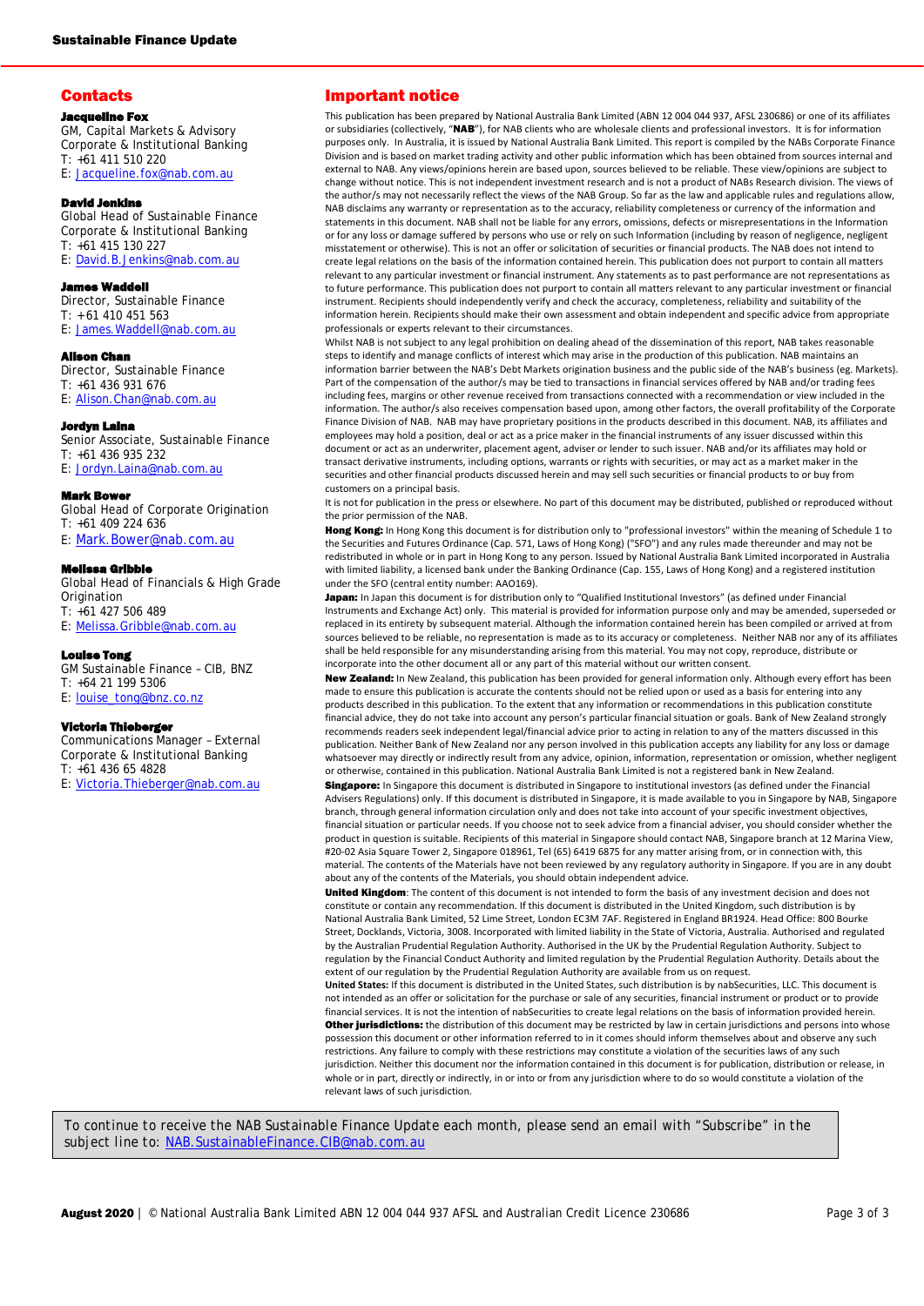## Contacts

**Jacqueline Fox**
GM, Capital Markets & Advisory
Corporate & Institutional Banking
T: +61 411 510 220
E: Jacqueline.fox@nab.com.au

**David Jenkins**
Global Head of Sustainable Finance
Corporate & Institutional Banking
T: +61 415 130 227
E: David.B.Jenkins@nab.com.au

**James Waddell**
Director, Sustainable Finance
T: +61 410 451 563
E: James.Waddell@nab.com.au

**Alison Chan**
Director, Sustainable Finance
T: +61 436 931 676
E: Alison.Chan@nab.com.au

**Jordyn Laina**
Senior Associate, Sustainable Finance
T: +61 436 935 232
E: Jordyn.Laina@nab.com.au

**Mark Bower**
Global Head of Corporate Origination
T: +61 409 224 636
E: Mark.Bower@nab.com.au

**Melissa Gribble**
Global Head of Financials & High Grade Origination
T: +61 427 506 489
E: Melissa.Gribble@nab.com.au

**Louise Tong**
GM Sustainable Finance – CIB, BNZ
T: +64 21 199 5306
E: louise_tong@bnz.co.nz

**Victoria Thieberger**
Communications Manager – External
Corporate & Institutional Banking
T: +61 436 65 4828
E: Victoria.Thieberger@nab.com.au

## Important notice

This publication has been prepared by National Australia Bank Limited (ABN 12 004 044 937, AFSL 230686) or one of its affiliates or subsidiaries (collectively, "**NAB**"), for NAB clients who are wholesale clients and professional investors. It is for information purposes only. In Australia, it is issued by National Australia Bank Limited. This report is compiled by the NABs Corporate Finance Division and is based on market trading activity and other public information which has been obtained from sources internal and external to NAB. Any views/opinions herein are based upon, sources believed to be reliable. These view/opinions are subject to change without notice. This is not independent investment research and is not a product of NABs Research division. The views of the author/s may not necessarily reflect the views of the NAB Group. So far as the law and applicable rules and regulations allow, NAB disclaims any warranty or representation as to the accuracy, reliability completeness or currency of the information and statements in this document. NAB shall not be liable for any errors, omissions, defects or misrepresentations in the Information or for any loss or damage suffered by persons who use or rely on such Information (including by reason of negligence, negligent misstatement or otherwise). This is not an offer or solicitation of securities or financial products. The NAB does not intend to create legal relations on the basis of the information contained herein. This publication does not purport to contain all matters relevant to any particular investment or financial instrument. Any statements as to past performance are not representations as to future performance. This publication does not purport to contain all matters relevant to any particular investment or financial instrument. Recipients should independently verify and check the accuracy, completeness, reliability and suitability of the information herein. Recipients should make their own assessment and obtain independent and specific advice from appropriate professionals or experts relevant to their circumstances.

Whilst NAB is not subject to any legal prohibition on dealing ahead of the dissemination of this report, NAB takes reasonable steps to identify and manage conflicts of interest which may arise in the production of this publication. NAB maintains an information barrier between the NAB's Debt Markets origination business and the public side of the NAB's business (eg. Markets). Part of the compensation of the author/s may be tied to transactions in financial services offered by NAB and/or trading fees including fees, margins or other revenue received from transactions connected with a recommendation or view included in the information. The author/s also receives compensation based upon, among other factors, the overall profitability of the Corporate Finance Division of NAB. NAB may have proprietary positions in the products described in this document. NAB, its affiliates and employees may hold a position, deal or act as a price maker in the financial instruments of any issuer discussed within this document or act as an underwriter, placement agent, adviser or lender to such issuer. NAB and/or its affiliates may hold or transact derivative instruments, including options, warrants or rights with securities, or may act as a market maker in the securities and other financial products discussed herein and may sell such securities or financial products to or buy from customers on a principal basis.

It is not for publication in the press or elsewhere. No part of this document may be distributed, published or reproduced without the prior permission of the NAB.

**Hong Kong:** In Hong Kong this document is for distribution only to "professional investors" within the meaning of Schedule 1 to the Securities and Futures Ordinance (Cap. 571, Laws of Hong Kong) ("SFO") and any rules made thereunder and may not be redistributed in whole or in part in Hong Kong to any person. Issued by National Australia Bank Limited incorporated in Australia with limited liability, a licensed bank under the Banking Ordinance (Cap. 155, Laws of Hong Kong) and a registered institution under the SFO (central entity number: AAO169).

**Japan:** In Japan this document is for distribution only to "Qualified Institutional Investors" (as defined under Financial Instruments and Exchange Act) only. This material is provided for information purpose only and may be amended, superseded or replaced in its entirety by subsequent material. Although the information contained herein has been compiled or arrived at from sources believed to be reliable, no representation is made as to its accuracy or completeness. Neither NAB nor any of its affiliates shall be held responsible for any misunderstanding arising from this material. You may not copy, reproduce, distribute or incorporate into the other document all or any part of this material without our written consent.

**New Zealand:** In New Zealand, this publication has been provided for general information only. Although every effort has been made to ensure this publication is accurate the contents should not be relied upon or used as a basis for entering into any products described in this publication. To the extent that any information or recommendations in this publication constitute financial advice, they do not take into account any person's particular financial situation or goals. Bank of New Zealand strongly recommends readers seek independent legal/financial advice prior to acting in relation to any of the matters discussed in this publication. Neither Bank of New Zealand nor any person involved in this publication accepts any liability for any loss or damage whatsoever may directly or indirectly result from any advice, opinion, information, representation or omission, whether negligent or otherwise, contained in this publication. National Australia Bank Limited is not a registered bank in New Zealand.

**Singapore:** In Singapore this document is distributed to institutional investors (as defined under the Financial Advisers Regulations) only. If this document is distributed in Singapore, it is made available to you in Singapore by NAB, Singapore branch, through general information circulation only and does not take into account of your specific investment objectives, financial situation or particular needs. If you choose not to seek advice from a financial adviser, you should consider whether the product in question is suitable. Recipients of this material in Singapore should contact NAB, Singapore branch at 12 Marina View, #20-02 Asia Square Tower 2, Singapore 018961, Tel (65) 6419 6875 for any matter arising from, or in connection with, this material. The contents of the Materials have not been reviewed by any regulatory authority in Singapore. If you are in any doubt about any of the contents of the Materials, you should obtain independent advice.

**United Kingdom**: The content of this document is not intended to form the basis of any investment decision and does not constitute or contain any recommendation. If this document is distributed in the United Kingdom, such distribution is by National Australia Bank Limited, 52 Lime Street, London EC3M 7AF. Registered in England BR1924. Head Office: 800 Bourke Street, Docklands, Victoria, 3008. Incorporated with limited liability in the State of Victoria, Australia. Authorised and regulated by the Australian Prudential Regulation Authority. Authorised in the UK by the Prudential Regulation Authority. Subject to regulation by the Financial Conduct Authority and limited regulation by the Prudential Regulation Authority. Details about the extent of our regulation by the Prudential Regulation Authority are available from us on request.

**United States:** If this document is distributed in the United States, such distribution is by nabSecurities, LLC. This document is not intended as an offer or solicitation for the purchase or sale of any securities, financial instrument or product or to provide financial services. It is not the intention of nabSecurities to create legal relations on the basis of information provided herein.

**Other jurisdictions:** the distribution of this document may be restricted by law in certain jurisdictions and persons into whose possession this document or other information referred to in it comes should inform themselves about and observe any such restrictions. Any failure to comply with these restrictions may constitute a violation of the securities laws of any such jurisdiction. Neither this document nor the information contained in this document is for publication, distribution or release, in whole or in part, directly or indirectly, in or into or from any jurisdiction where to do so would constitute a violation of the relevant laws of such jurisdiction.

To continue to receive the NAB Sustainable Finance Update each month, please send an email with "Subscribe" in the subject line to: NAB.SustainableFinance.CIB@nab.com.au